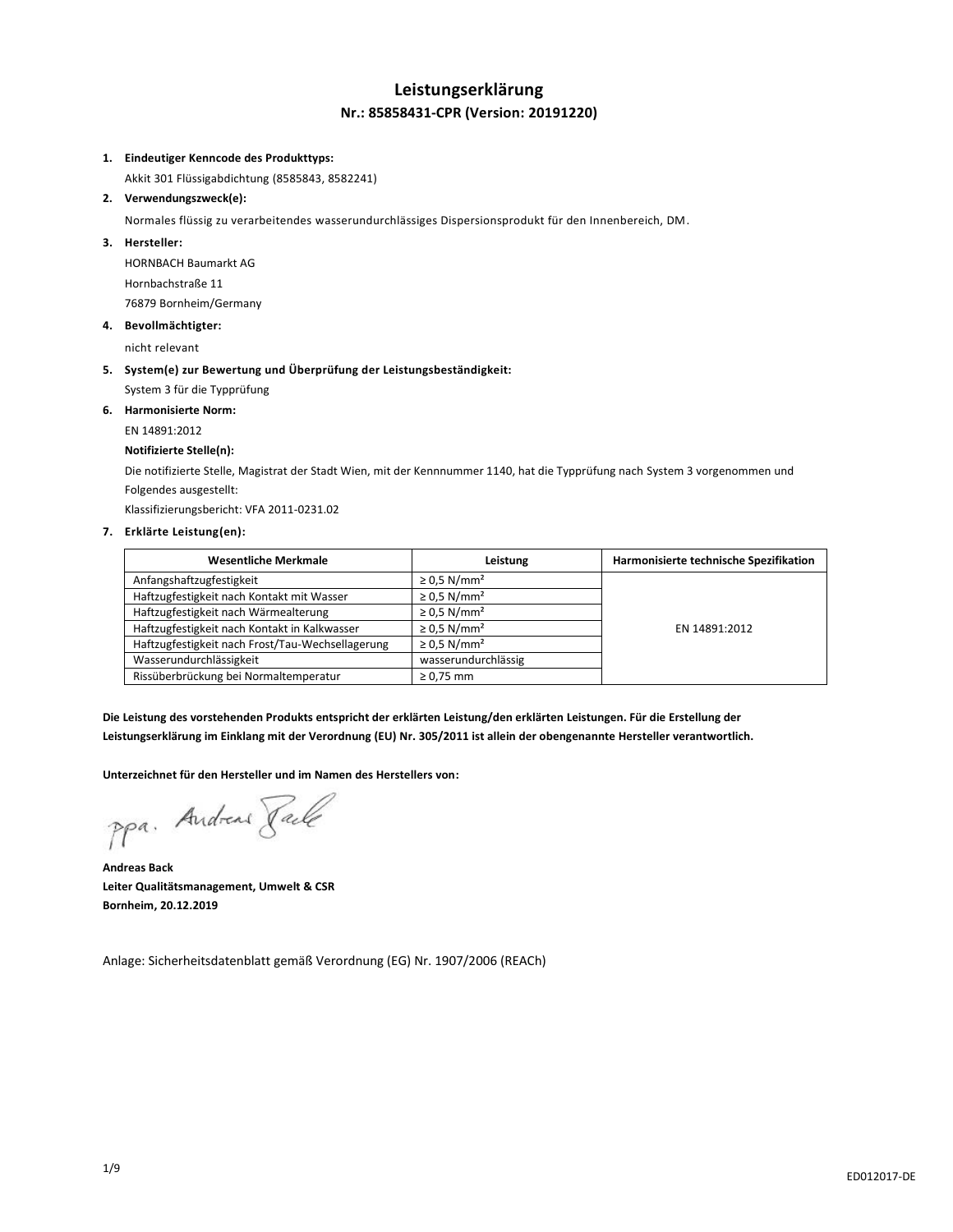# Leistungserklärung

## Nr.: 85858431-CPR (Version: 20191220)

1. **Eindeutiger Kenncode des Produkttyps:**
   Akkit 301 Flüssigabdichtung (8585843, 8582241)
2. **Verwendungszweck(e):**
   Normales flüssig zu verarbeitendes wasserundurchlässiges Dispersionsprodukt für den Innenbereich, DM.
3. **Hersteller:**
   HORNBACH Baumarkt AG
   Hornbachstraße 11
   76879 Bornheim/Germany
4. **Bevollmächtigter:**
   nicht relevant
5. **System(e) zur Bewertung und Überprüfung der Leistungsbeständigkeit:**
   System 3 für die Typprüfung
6. **Harmonisierte Norm:**
   EN 14891:2012
   **Notifizierte Stelle(n):**
   Die notifizierte Stelle, Magistrat der Stadt Wien, mit der Kennnummer 1140, hat die Typprüfung nach System 3 vorgenommen und Folgendes ausgestellt:
   Klassifizierungsbericht: VFA 2011-0231.02
7. **Erklärte Leistung(en):**

| Wesentliche Merkmale | Leistung | Harmonisierte technische Spezifikation |
|---|---|---|
| Anfangshaftzugfestigkeit | ≥ 0,5 N/mm² | EN 14891:2012 |
| Haftzugfestigkeit nach Kontakt mit Wasser | ≥ 0,5 N/mm² | |
| Haftzugfestigkeit nach Wärmealterung | ≥ 0,5 N/mm² | |
| Haftzugfestigkeit nach Kontakt in Kalkwasser | ≥ 0,5 N/mm² | |
| Haftzugfestigkeit nach Frost/Tau-Wechsellagerung | ≥ 0,5 N/mm² | |
| Wasserundurchlässigkeit | wasserundurchlässig | |
| Rissüberbrückung bei Normaltemperatur | ≥ 0,75 mm | |

**Die Leistung des vorstehenden Produkts entspricht der erklärten Leistung/den erklärten Leistungen. Für die Erstellung der Leistungserklärung im Einklang mit der Verordnung (EU) Nr. 305/2011 ist allein der obengenannte Hersteller verantwortlich.**

**Unterzeichnet für den Hersteller und im Namen des Herstellers von:**

ppa. Andreas Back

**Andreas Back**
**Leiter Qualitätsmanagement, Umwelt & CSR**
**Bornheim, 20.12.2019**

Anlage: Sicherheitsdatenblatt gemäß Verordnung (EG) Nr. 1907/2006 (REACh)

ED012017-DE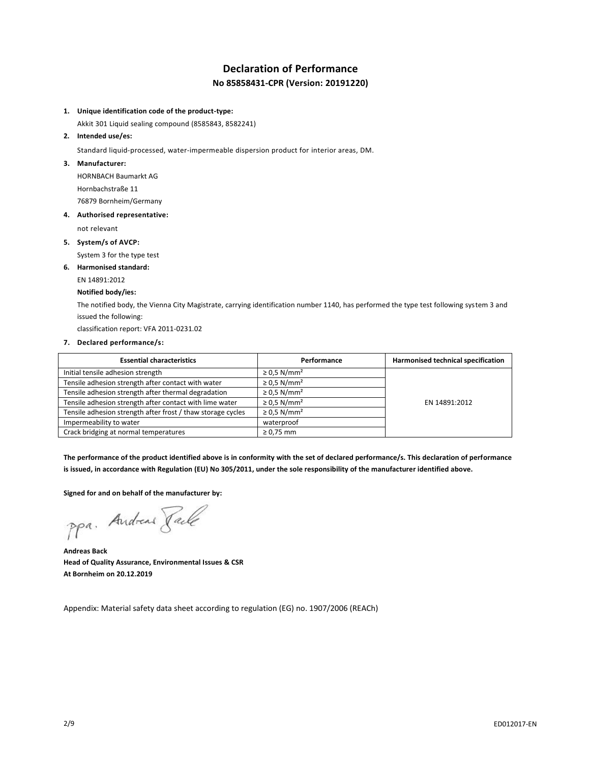# Declaration of Performance

## No 85858431-CPR (Version: 20191220)

1. **Unique identification code of the product-type:**

   Akkit 301 Liquid sealing compound (8585843, 8582241)

2. **Intended use/es:**

   Standard liquid-processed, water-impermeable dispersion product for interior areas, DM.

3. **Manufacturer:**

   HORNBACH Baumarkt AG

   Hornbachstraße 11

   76879 Bornheim/Germany

4. **Authorised representative:**

   not relevant

5. **System/s of AVCP:**

   System 3 for the type test

6. **Harmonised standard:**

   EN 14891:2012

   **Notified body/ies:**

   The notified body, the Vienna City Magistrate, carrying identification number 1140, has performed the type test following system 3 and issued the following:

   classification report: VFA 2011-0231.02

7. **Declared performance/s:**

| Essential characteristics | Performance | Harmonised technical specification |
|---|---|---|
| Initial tensile adhesion strength | ≥ 0,5 N/mm² | EN 14891:2012 |
| Tensile adhesion strength after contact with water | ≥ 0,5 N/mm² | |
| Tensile adhesion strength after thermal degradation | ≥ 0,5 N/mm² | |
| Tensile adhesion strength after contact with lime water | ≥ 0,5 N/mm² | |
| Tensile adhesion strength after frost / thaw storage cycles | ≥ 0,5 N/mm² | |
| Impermeability to water | waterproof | |
| Crack bridging at normal temperatures | ≥ 0,75 mm | |

**The performance of the product identified above is in conformity with the set of declared performance/s. This declaration of performance is issued, in accordance with Regulation (EU) No 305/2011, under the sole responsibility of the manufacturer identified above.**

**Signed for and on behalf of the manufacturer by:**

ppa. Andreas Back

**Andreas Back**
**Head of Quality Assurance, Environmental Issues & CSR**
**At Bornheim on 20.12.2019**

Appendix: Material safety data sheet according to regulation (EG) no. 1907/2006 (REACh)

ED012017-EN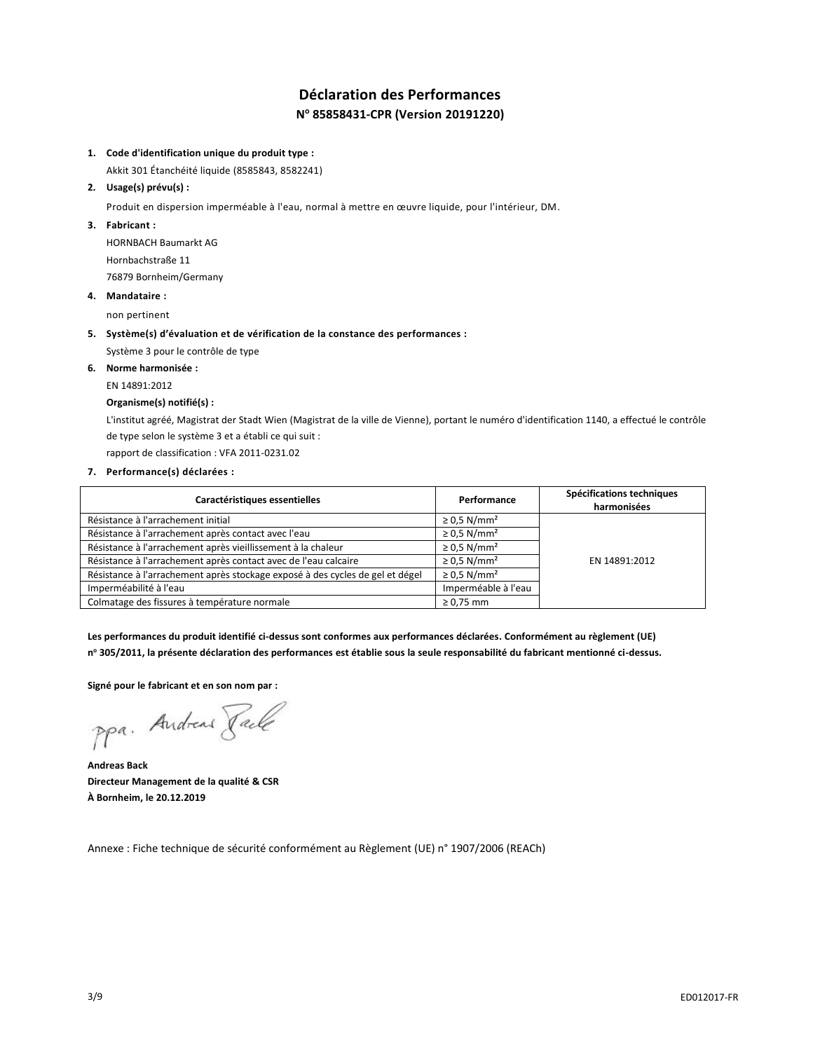# Déclaration des Performances

## N° 85858431-CPR (Version 20191220)

1. **Code d'identification unique du produit type :**
   Akkit 301 Étanchéité liquide (8585843, 8582241)
2. **Usage(s) prévu(s) :**
   Produit en dispersion imperméable à l'eau, normal à mettre en œuvre liquide, pour l'intérieur, DM.
3. **Fabricant :**
   HORNBACH Baumarkt AG
   Hornbachstraße 11
   76879 Bornheim/Germany
4. **Mandataire :**
   non pertinent
5. **Système(s) d'évaluation et de vérification de la constance des performances :**
   Système 3 pour le contrôle de type
6. **Norme harmonisée :**
   EN 14891:2012
   **Organisme(s) notifié(s) :**
   L'institut agréé, Magistrat der Stadt Wien (Magistrat de la ville de Vienne), portant le numéro d'identification 1140, a effectué le contrôle de type selon le système 3 et a établi ce qui suit :
   rapport de classification : VFA 2011-0231.02
7. **Performance(s) déclarées :**

| Caractéristiques essentielles | Performance | Spécifications techniques harmonisées |
|---|---|---|
| Résistance à l'arrachement initial | ≥ 0,5 N/mm² | EN 14891:2012 |
| Résistance à l'arrachement après contact avec l'eau | ≥ 0,5 N/mm² | |
| Résistance à l'arrachement après vieillissement à la chaleur | ≥ 0,5 N/mm² | |
| Résistance à l'arrachement après contact avec de l'eau calcaire | ≥ 0,5 N/mm² | |
| Résistance à l'arrachement après stockage exposé à des cycles de gel et dégel | ≥ 0,5 N/mm² | |
| Imperméabilité à l'eau | Imperméable à l'eau | |
| Colmatage des fissures à température normale | ≥ 0,75 mm | |

**Les performances du produit identifié ci-dessus sont conformes aux performances déclarées. Conformément au règlement (UE) n° 305/2011, la présente déclaration des performances est établie sous la seule responsabilité du fabricant mentionné ci-dessus.**

**Signé pour le fabricant et en son nom par :**

ppa. Andreas Back

**Andreas Back**
**Directeur Management de la qualité & CSR**
**À Bornheim, le 20.12.2019**

Annexe : Fiche technique de sécurité conformément au Règlement (UE) n° 1907/2006 (REACh)

ED012017-FR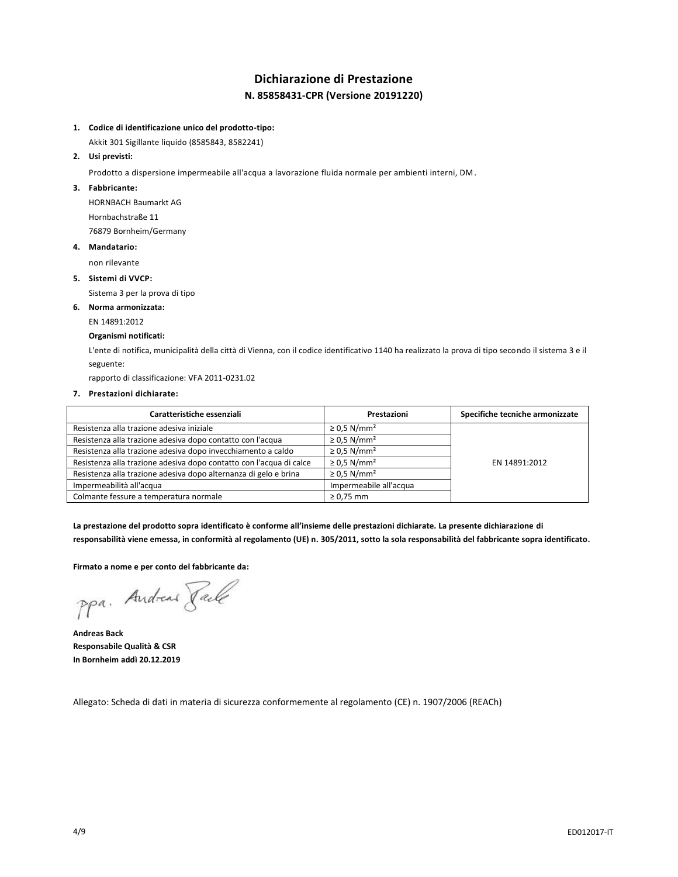# Dichiarazione di Prestazione

## N. 85858431-CPR (Versione 20191220)

1. **Codice di identificazione unico del prodotto-tipo:**
   Akkit 301 Sigillante liquido (8585843, 8582241)
2. **Usi previsti:**
   Prodotto a dispersione impermeabile all'acqua a lavorazione fluida normale per ambienti interni, DM.
3. **Fabbricante:**
   HORNBACH Baumarkt AG
   Hornbachstraße 11
   76879 Bornheim/Germany
4. **Mandatario:**
   non rilevante
5. **Sistemi di VVCP:**
   Sistema 3 per la prova di tipo
6. **Norma armonizzata:**
   EN 14891:2012
   **Organismi notificati:**
   L'ente di notifica, municipalità della città di Vienna, con il codice identificativo 1140 ha realizzato la prova di tipo secondo il sistema 3 e il seguente:
   rapporto di classificazione: VFA 2011-0231.02
7. **Prestazioni dichiarate:**

| Caratteristiche essenziali | Prestazioni | Specifiche tecniche armonizzate |
|---|---|---|
| Resistenza alla trazione adesiva iniziale | ≥ 0,5 N/mm² | EN 14891:2012 |
| Resistenza alla trazione adesiva dopo contatto con l'acqua | ≥ 0,5 N/mm² | |
| Resistenza alla trazione adesiva dopo invecchiamento a caldo | ≥ 0,5 N/mm² | |
| Resistenza alla trazione adesiva dopo contatto con l'acqua di calce | ≥ 0,5 N/mm² | |
| Resistenza alla trazione adesiva dopo alternanza di gelo e brina | ≥ 0,5 N/mm² | |
| Impermeabilità all'acqua | Impermeabile all'acqua | |
| Colmante fessure a temperatura normale | ≥ 0,75 mm | |

**La prestazione del prodotto sopra identificato è conforme all'insieme delle prestazioni dichiarate. La presente dichiarazione di responsabilità viene emessa, in conformità al regolamento (UE) n. 305/2011, sotto la sola responsabilità del fabbricante sopra identificato.**

**Firmato a nome e per conto del fabbricante da:**

ppa. Andreas Back

**Andreas Back**
**Responsabile Qualità & CSR**
**In Bornheim addì 20.12.2019**

Allegato: Scheda di dati in materia di sicurezza conformemente al regolamento (CE) n. 1907/2006 (REACh)

ED012017-IT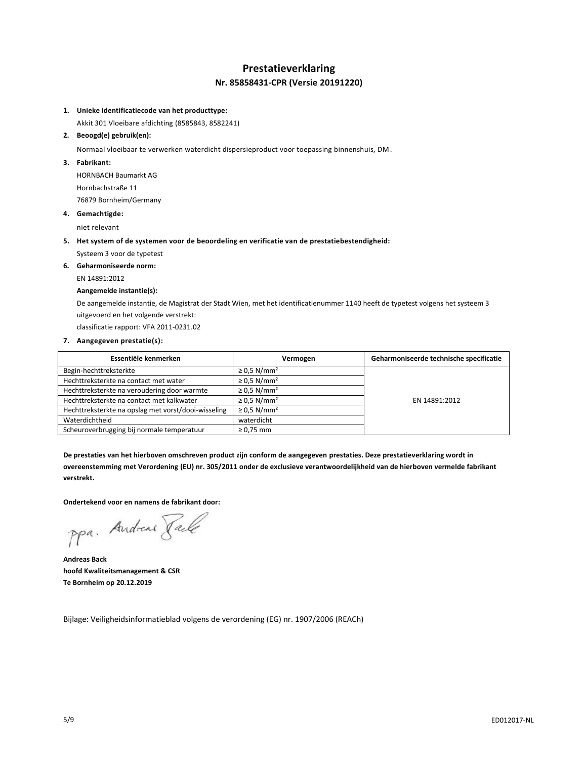# Prestatieverklaring

## Nr. 85858431-CPR (Versie 20191220)

1. **Unieke identificatiecode van het producttype:**

   Akkit 301 Vloeibare afdichting (8585843, 8582241)

2. **Beoogd(e) gebruik(en):**

   Normaal vloeibaar te verwerken waterdicht dispersieproduct voor toepassing binnenshuis, DM.

3. **Fabrikant:**

   HORNBACH Baumarkt AG

   Hornbachstraße 11

   76879 Bornheim/Germany

4. **Gemachtigde:**

   niet relevant

5. **Het system of de systemen voor de beoordeling en verificatie van de prestatiebestendigheid:**

   Systeem 3 voor de typetest

6. **Geharmoniseerde norm:**

   EN 14891:2012

   **Aangemelde instantie(s):**

   De aangemelde instantie, de Magistrat der Stadt Wien, met het identificatienummer 1140 heeft de typetest volgens het systeem 3 uitgevoerd en het volgende verstrekt:

   classificatie rapport: VFA 2011-0231.02

7. **Aangegeven prestatie(s):**

| Essentiële kenmerken | Vermogen | Geharmoniseerde technische specificatie |
|---|---|---|
| Begin-hechttreksterkte | ≥ 0,5 N/mm² | EN 14891:2012 |
| Hechttreksterkte na contact met water | ≥ 0,5 N/mm² | |
| Hechttreksterkte na veroudering door warmte | ≥ 0,5 N/mm² | |
| Hechttreksterkte na contact met kalkwater | ≥ 0,5 N/mm² | |
| Hechttreksterkte na opslag met vorst/dooi-wisseling | ≥ 0,5 N/mm² | |
| Waterdichtheid | waterdicht | |
| Scheuroverbrugging bij normale temperatuur | ≥ 0,75 mm | |

**De prestaties van het hierboven omschreven product zijn conform de aangegeven prestaties. Deze prestatieverklaring wordt in overeenstemming met Verordening (EU) nr. 305/2011 onder de exclusieve verantwoordelijkheid van de hierboven vermelde fabrikant verstrekt.**

**Ondertekend voor en namens de fabrikant door:**

ppa. Andreas Back

**Andreas Back**
**hoofd Kwaliteitsmanagement & CSR**
**Te Bornheim op 20.12.2019**

Bijlage: Veiligheidsinformatieblad volgens de verordening (EG) nr. 1907/2006 (REACh)

ED012017-NL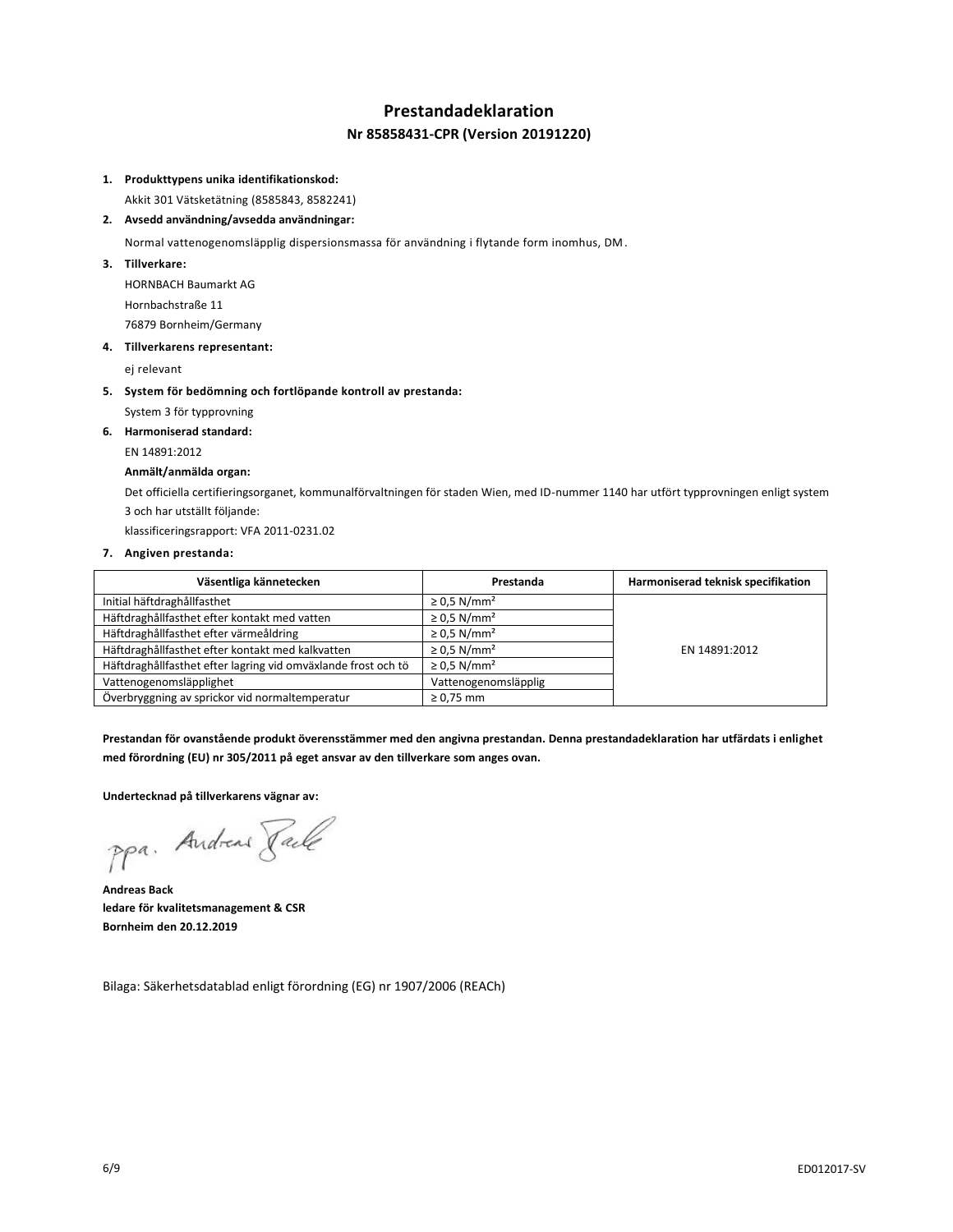# Prestandadeklaration

## Nr 85858431-CPR (Version 20191220)

1. **Produkttypens unika identifikationskod:**
   Akkit 301 Vätsketätning (8585843, 8582241)
2. **Avsedd användning/avsedda användningar:**
   Normal vattenogenomsläpplig dispersionsmassa för användning i flytande form inomhus, DM.
3. **Tillverkare:**
   HORNBACH Baumarkt AG
   Hornbachstraße 11
   76879 Bornheim/Germany
4. **Tillverkarens representant:**
   ej relevant
5. **System för bedömning och fortlöpande kontroll av prestanda:**
   System 3 för typprovning
6. **Harmoniserad standard:**
   EN 14891:2012
   **Anmält/anmälda organ:**
   Det officiella certifieringsorganet, kommunalförvaltningen för staden Wien, med ID-nummer 1140 har utfört typprovningen enligt system 3 och har utställt följande:
   klassificeringsrapport: VFA 2011-0231.02
7. **Angiven prestanda:**

| Väsentliga kännetecken | Prestanda | Harmoniserad teknisk specifikation |
|---|---|---|
| Initial häftdraghållfasthet | ≥ 0,5 N/mm² | EN 14891:2012 |
| Häftdraghållfasthet efter kontakt med vatten | ≥ 0,5 N/mm² | |
| Häftdraghållfasthet efter värmeåldring | ≥ 0,5 N/mm² | |
| Häftdraghållfasthet efter kontakt med kalkvatten | ≥ 0,5 N/mm² | |
| Häftdraghållfasthet efter lagring vid omväxlande frost och tö | ≥ 0,5 N/mm² | |
| Vattenogenomsläpplighet | Vattenogenomsläpplig | |
| Överbryggning av sprickor vid normaltemperatur | ≥ 0,75 mm | |

**Prestandan för ovanstående produkt överensstämmer med den angivna prestandan. Denna prestandadeklaration har utfärdats i enlighet med förordning (EU) nr 305/2011 på eget ansvar av den tillverkare som anges ovan.**

**Undertecknad på tillverkarens vägnar av:**

ppa. Andreas Back

**Andreas Back**
**ledare för kvalitetsmanagement & CSR**
**Bornheim den 20.12.2019**

Bilaga: Säkerhetsdatablad enligt förordning (EG) nr 1907/2006 (REACh)

ED012017-SV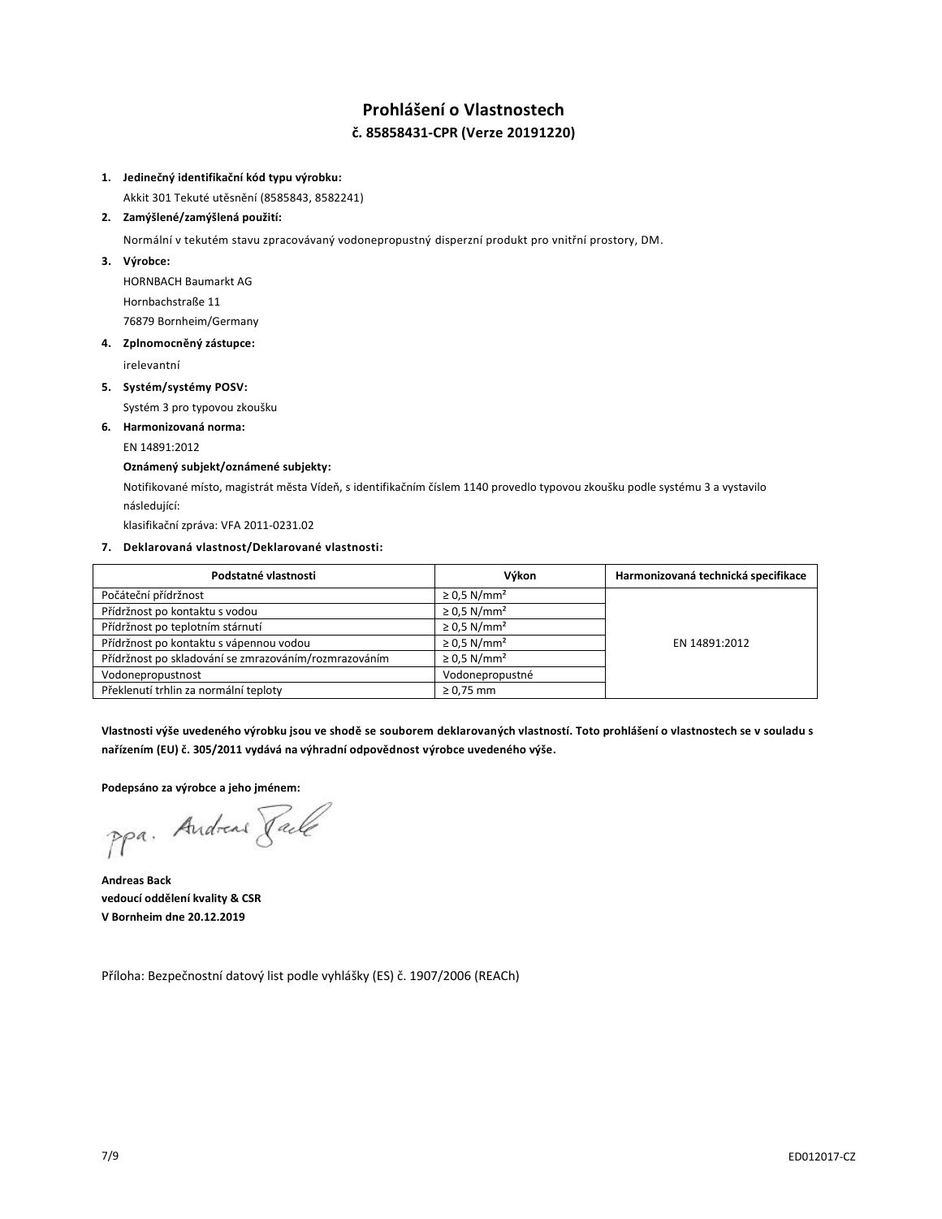# Prohlášení o Vlastnostech

## č. 85858431-CPR (Verze 20191220)

1. **Jedinečný identifikační kód typu výrobku:**

   Akkit 301 Tekuté utěsnění (8585843, 8582241)

2. **Zamýšlené/zamýšlená použití:**

   Normální v tekutém stavu zpracovávaný vodonepropustný disperzní produkt pro vnitřní prostory, DM.

3. **Výrobce:**

   HORNBACH Baumarkt AG
   Hornbachstraße 11
   76879 Bornheim/Germany

4. **Zplnomocněný zástupce:**

   irelevantní

5. **Systém/systémy POSV:**

   Systém 3 pro typovou zkoušku

6. **Harmonizovaná norma:**

   EN 14891:2012

   **Oznámený subjekt/oznámené subjekty:**

   Notifikované místo, magistrát města Vídeň, s identifikačním číslem 1140 provedlo typovou zkoušku podle systému 3 a vystavilo následující:

   klasifikační zpráva: VFA 2011-0231.02

7. **Deklarovaná vlastnost/Deklarované vlastnosti:**

| Podstatné vlastnosti | Výkon | Harmonizovaná technická specifikace |
|---|---|---|
| Počáteční přídržnost | ≥ 0,5 N/mm² | EN 14891:2012 |
| Přídržnost po kontaktu s vodou | ≥ 0,5 N/mm² | |
| Přídržnost po teplotním stárnutí | ≥ 0,5 N/mm² | |
| Přídržnost po kontaktu s vápennou vodou | ≥ 0,5 N/mm² | |
| Přídržnost po skladování se zmrazováním/rozmrazováním | ≥ 0,5 N/mm² | |
| Vodonepropustnost | Vodonepropustné | |
| Překlenutí trhlin za normální teploty | ≥ 0,75 mm | |

**Vlastnosti výše uvedeného výrobku jsou ve shodě se souborem deklarovaných vlastností. Toto prohlášení o vlastnostech se v souladu s nařízením (EU) č. 305/2011 vydává na výhradní odpovědnost výrobce uvedeného výše.**

**Podepsáno za výrobce a jeho jménem:**

ppa. Andreas Back

**Andreas Back**
**vedoucí oddělení kvality & CSR**
**V Bornheim dne 20.12.2019**

Příloha: Bezpečnostní datový list podle vyhlášky (ES) č. 1907/2006 (REACh)

ED012017-CZ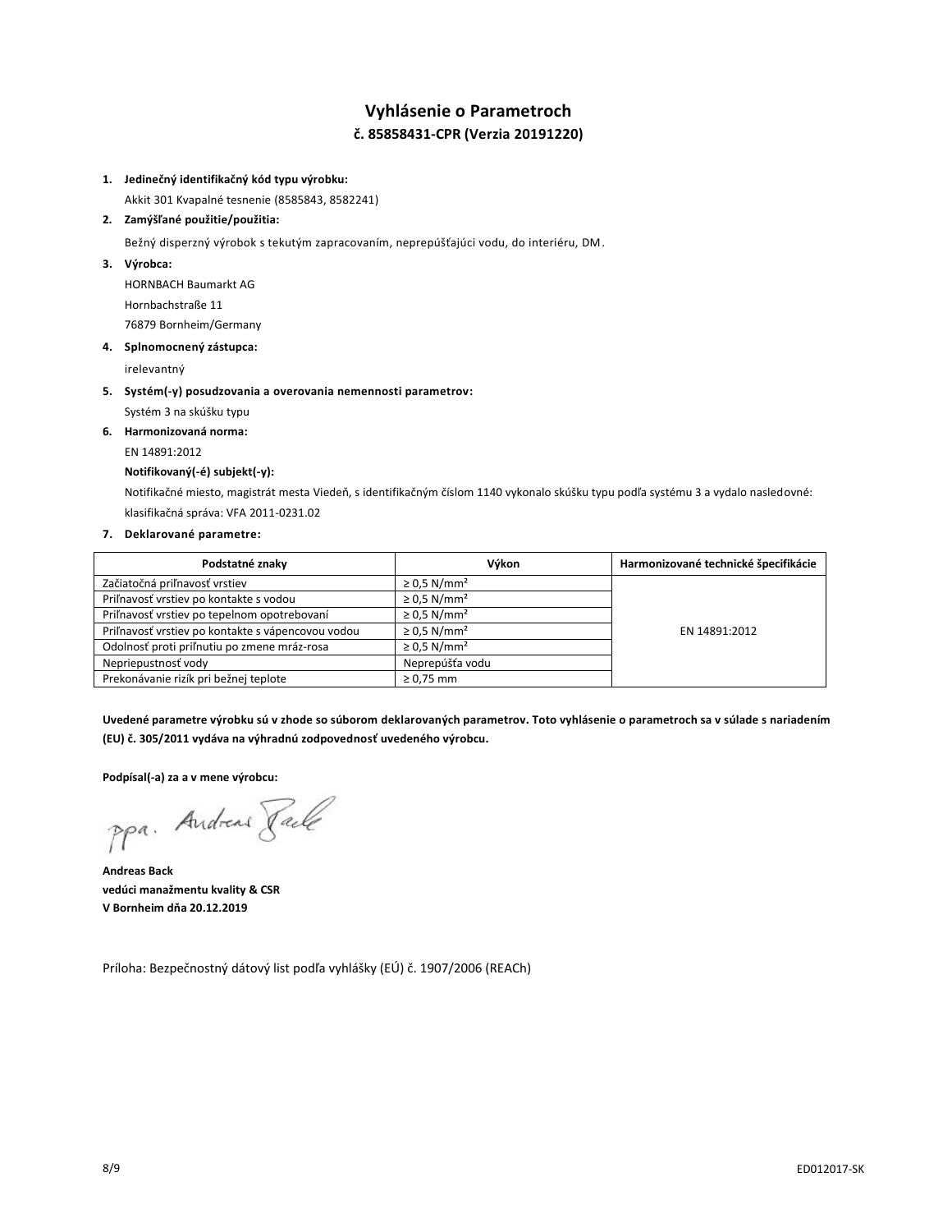# Vyhlásenie o Parametroch

## č. 85858431-CPR (Verzia 20191220)

1. **Jedinečný identifikačný kód typu výrobku:**
   Akkit 301 Kvapalné tesnenie (8585843, 8582241)
2. **Zamýšľané použitie/použitia:**
   Bežný disperzný výrobok s tekutým zapracovaním, nepropúšťajúci vodu, do interiéru, DM.
3. **Výrobca:**
   HORNBACH Baumarkt AG
   Hornbachstraße 11
   76879 Bornheim/Germany
4. **Splnomocnený zástupca:**
   irelevantný
5. **Systém(-y) posudzovania a overovania nemennosti parametrov:**
   Systém 3 na skúšku typu
6. **Harmonizovaná norma:**
   EN 14891:2012
   **Notifikovaný(-é) subjekt(-y):**
   Notifikačné miesto, magistrát mesta Viedeň, s identifikačným číslom 1140 vykonalo skúšku typu podľa systému 3 a vydalo nasledovné: klasifikačná správa: VFA 2011-0231.02
7. **Deklarované parametre:**

| Podstatné znaky | Výkon | Harmonizované technické špecifikácie |
|---|---|---|
| Začiatočná priľnavosť vrstiev | ≥ 0,5 N/mm² | EN 14891:2012 |
| Priľnavosť vrstiev po kontakte s vodou | ≥ 0,5 N/mm² | |
| Priľnavosť vrstiev po tepelnom opotrebovaní | ≥ 0,5 N/mm² | |
| Priľnavosť vrstiev po kontakte s vápencovou vodou | ≥ 0,5 N/mm² | |
| Odolnosť proti priľnutiu po zmene mráz-rosa | ≥ 0,5 N/mm² | |
| Nepriepustnosť vody | Neprepúšťa vodu | |
| Prekonávanie rizík pri bežnej teplote | ≥ 0,75 mm | |

**Uvedené parametre výrobku sú v zhode so súborom deklarovaných parametrov. Toto vyhlásenie o parametroch sa v súlade s nariadením (EU) č. 305/2011 vydáva na výhradnú zodpovednosť uvedeného výrobcu.**

**Podpísal(-a) za a v mene výrobcu:**

ppa. Andreas Back

**Andreas Back**
**vedúci manažmentu kvality & CSR**
**V Bornheim dňa 20.12.2019**

Príloha: Bezpečnostný dátový list podľa vyhlášky (EÚ) č. 1907/2006 (REACh)

ED012017-SK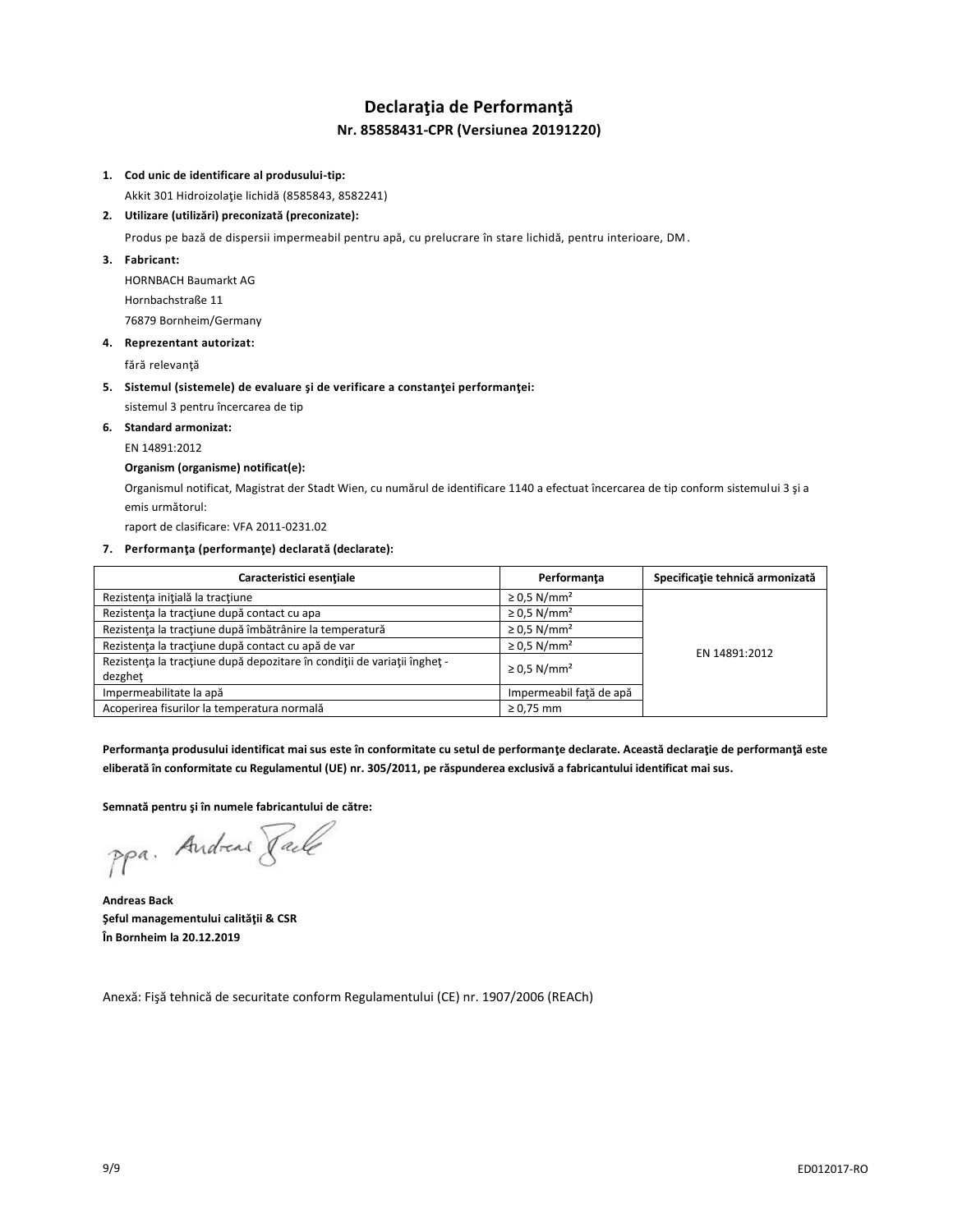# Declaraţia de Performanţă

## Nr. 85858431-CPR (Versiunea 20191220)

1. **Cod unic de identificare al produsului-tip:**

   Akkit 301 Hidroizolaţie lichidă (8585843, 8582241)

2. **Utilizare (utilizări) preconizată (preconizate):**

   Produs pe bază de dispersii impermeabil pentru apă, cu prelucrare în stare lichidă, pentru interioare, DM.

3. **Fabricant:**

   HORNBACH Baumarkt AG
   Hornbachstraße 11
   76879 Bornheim/Germany

4. **Reprezentant autorizat:**

   fără relevanţă

5. **Sistemul (sistemele) de evaluare şi de verificare a constanţei performanţei:**

   sistemul 3 pentru încercarea de tip

6. **Standard armonizat:**

   EN 14891:2012

   **Organism (organisme) notificat(e):**

   Organismul notificat, Magistrat der Stadt Wien, cu numărul de identificare 1140 a efectuat încercarea de tip conform sistemului 3 şi a emis următorul:

   raport de clasificare: VFA 2011-0231.02

7. **Performanţa (performanţe) declarată (declarate):**

| Caracteristici esenţiale | Performanţa | Specificaţie tehnică armonizată |
|---|---|---|
| Rezistenţa iniţială la tracţiune | ≥ 0,5 N/mm² | EN 14891:2012 |
| Rezistenţa la tracţiune după contact cu apa | ≥ 0,5 N/mm² | |
| Rezistenţa la tracţiune după îmbătrânire la temperatură | ≥ 0,5 N/mm² | |
| Rezistenţa la tracţiune după contact cu apă de var | ≥ 0,5 N/mm² | |
| Rezistenţa la tracţiune după depozitare în condiţii de variaţii îngheţ - dezgheţ | ≥ 0,5 N/mm² | |
| Impermeabilitate la apă | Impermeabil faţă de apă | |
| Acoperirea fisurilor la temperatura normală | ≥ 0,75 mm | |

**Performanţa produsului identificat mai sus este în conformitate cu setul de performanţe declarate. Această declaraţie de performanţă este eliberată în conformitate cu Regulamentul (UE) nr. 305/2011, pe răspunderea exclusivă a fabricantului identificat mai sus.**

**Semnată pentru şi în numele fabricantului de către:**

ppa. Andreas Back

**Andreas Back**
**Şeful managementului calităţii & CSR**
**În Bornheim la 20.12.2019**

Anexă: Fişă tehnică de securitate conform Regulamentului (CE) nr. 1907/2006 (REACh)

ED012017-RO